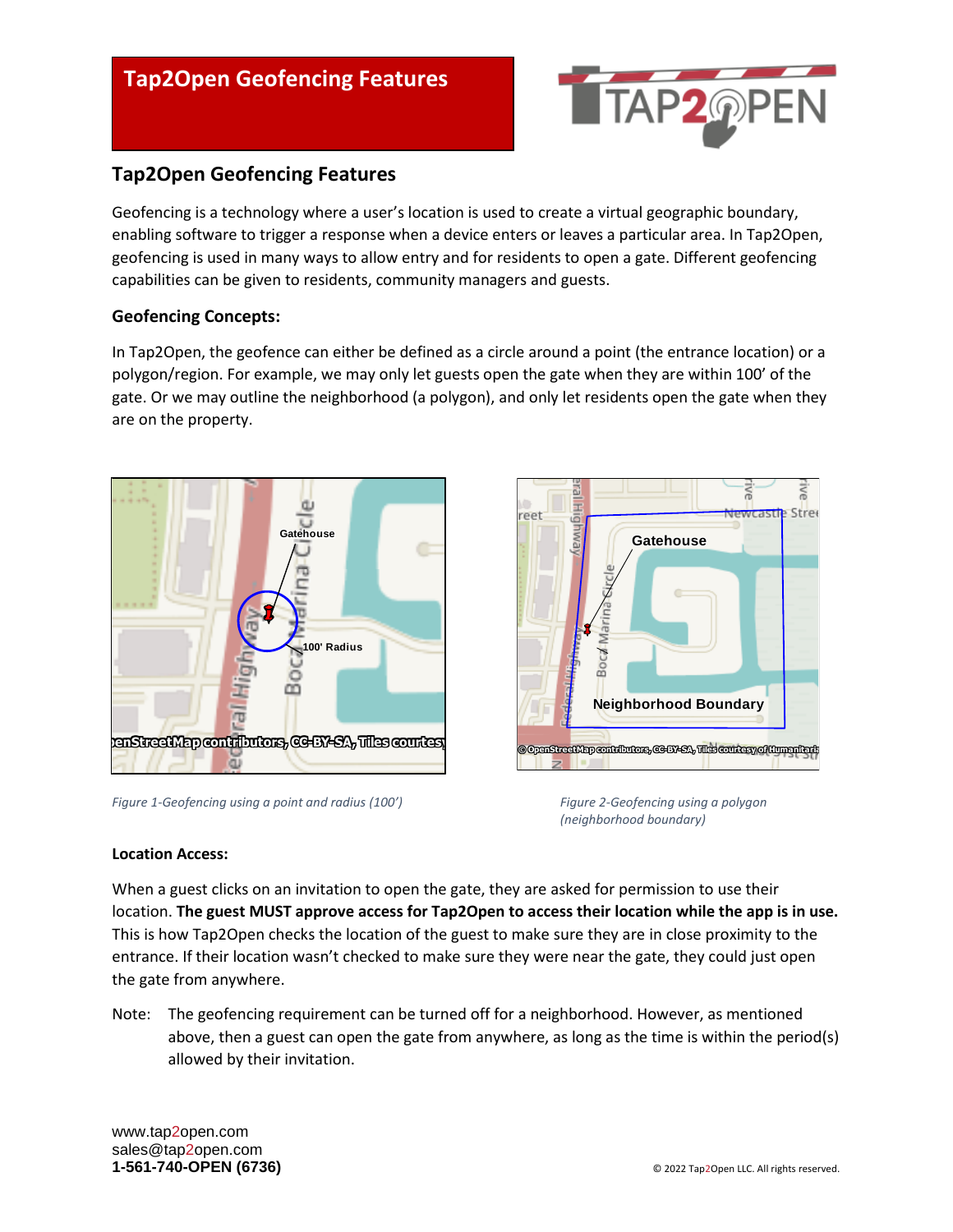# Tap2Open Geofencing Features

## Tap2Open Geofencing Features

Geofencing is a technology where a user's location is used to create a virtual geographic boundary, enabling software to trigger a response when a device enters or leaves a particular area. In Tap2Open, geofencing is used in many ways to allow entry and for residents to open a gate. Different geofencing capabilities can be given to residents, community managers and guests.

### Geofencing Concepts:

In Tap2Open, the geofence can either be defined as a circle around a point (the entrance location) or a polygon/region. For example, we may only let guests open the gate when they are within 100' of the gate. Or we may outline the neighborhood (a polygon), and only let residents open the gate when they are on the property.

*Figure 1-Geofencing using a point and radius (100')*

*Figure 2-Geofencing using a polygon (neighborhood boundary)*

### Location Access:

When a guest clicks on an invitation to open the gate, they are asked for permission to use their location. **The guest MUST approve access for Tap2Open to access their location while the app is in use.** This is how Tap2Open checks the location of the guest to make sure they are in close proximity to the entrance. If their location wasn't checked to make sure they were near the gate, they could just open the gate from anywhere.

Note: The geofencing requirement can be turned off for a neighborhood. However, as mentioned above, then a guest can open the gate from anywhere, as long as the time is within the period(s) allowed by their invitation.

www.tap2open.com
sales@tap2open.com
**1-561-740-OPEN (6736)**

© 2022 Tap2Open LLC. All rights reserved.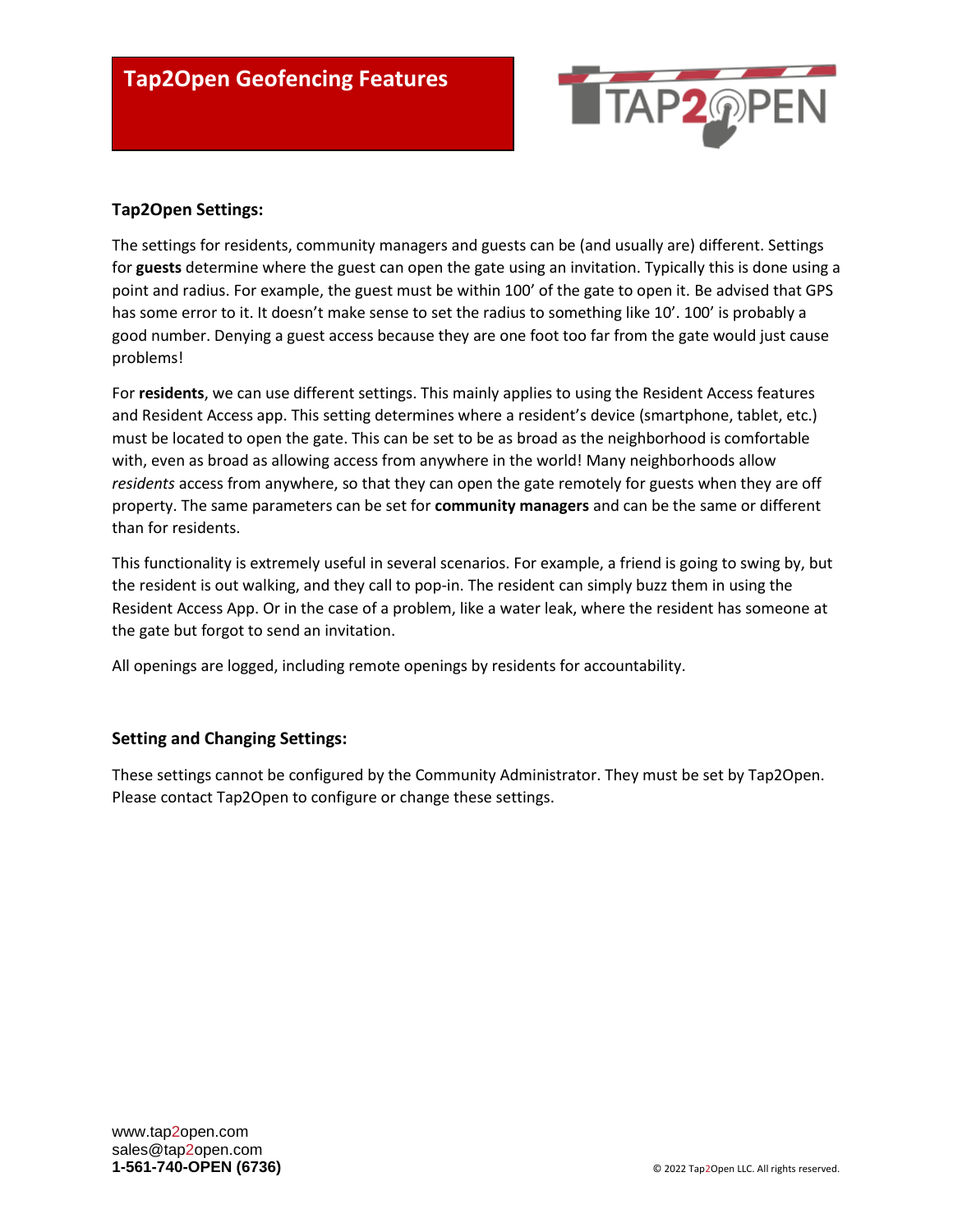# Tap2Open Geofencing Features

## Tap2Open Settings:

The settings for residents, community managers and guests can be (and usually are) different. Settings for **guests** determine where the guest can open the gate using an invitation. Typically this is done using a point and radius. For example, the guest must be within 100' of the gate to open it. Be advised that GPS has some error to it. It doesn't make sense to set the radius to something like 10'. 100' is probably a good number. Denying a guest access because they are one foot too far from the gate would just cause problems!

For **residents**, we can use different settings. This mainly applies to using the Resident Access features and Resident Access app. This setting determines where a resident's device (smartphone, tablet, etc.) must be located to open the gate. This can be set to be as broad as the neighborhood is comfortable with, even as broad as allowing access from anywhere in the world! Many neighborhoods allow *residents* access from anywhere, so that they can open the gate remotely for guests when they are off property. The same parameters can be set for **community managers** and can be the same or different than for residents.

This functionality is extremely useful in several scenarios. For example, a friend is going to swing by, but the resident is out walking, and they call to pop-in. The resident can simply buzz them in using the Resident Access App. Or in the case of a problem, like a water leak, where the resident has someone at the gate but forgot to send an invitation.

All openings are logged, including remote openings by residents for accountability.

## Setting and Changing Settings:

These settings cannot be configured by the Community Administrator. They must be set by Tap2Open. Please contact Tap2Open to configure or change these settings.

www.tap2open.com
sales@tap2open.com
**1-561-740-OPEN (6736)**

© 2022 Tap2Open LLC. All rights reserved.